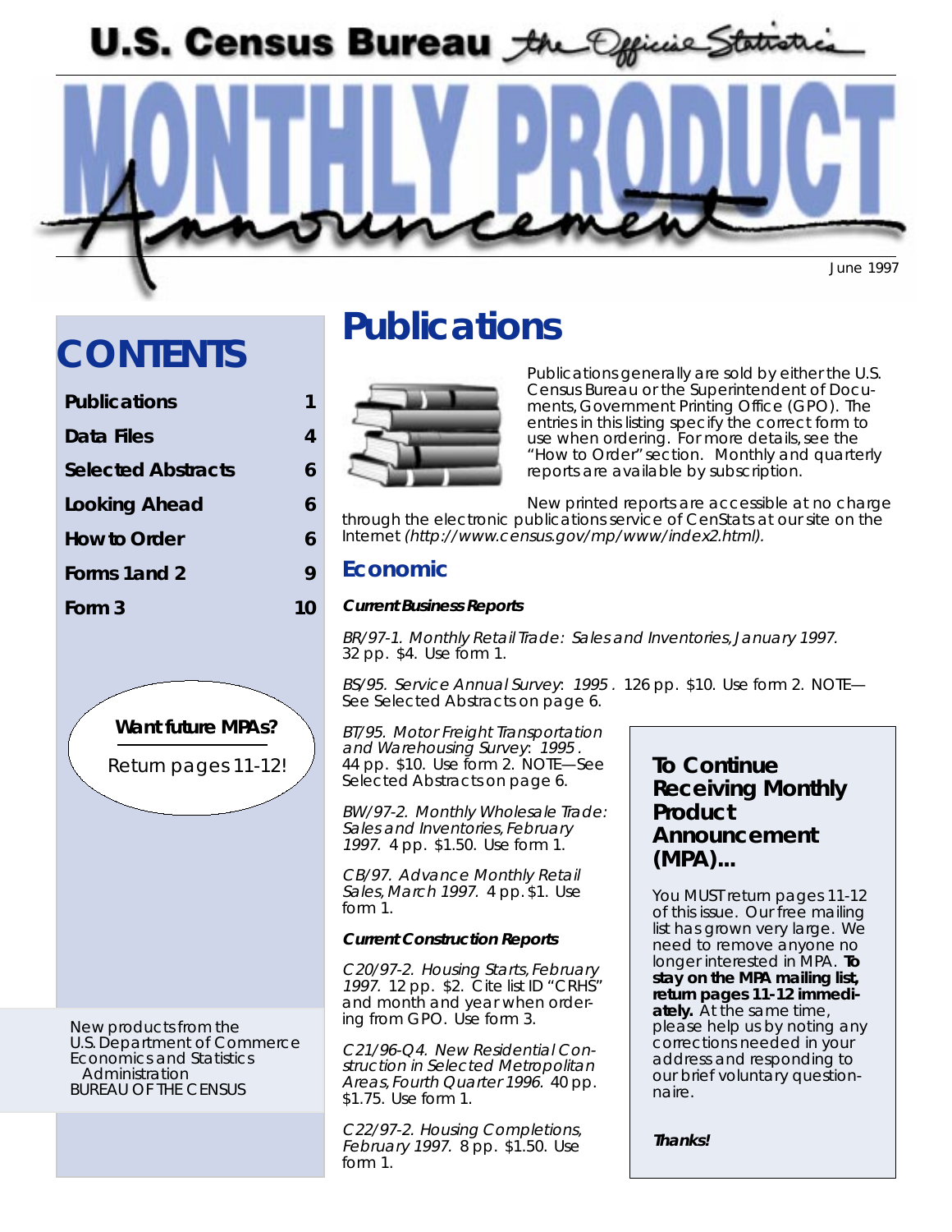# U.S. Census Bureau *the Official Statistics*

# MONTHLY PRODUCT Announcement

June 1997

## CONTENTS

| | |
|---|---|
| Publications | 1 |
| Data Files | 4 |
| Selected Abstracts | 6 |
| Looking Ahead | 6 |
| How to Order | 6 |
| Forms 1and 2 | 9 |
| Form 3 | 10 |

**Want future MPAs?**

Return pages 11-12!

New products from the
U.S. Department of Commerce
Economics and Statistics
Administration
BUREAU OF THE CENSUS

# Publications

Publications generally are sold by either the U.S. Census Bureau or the Superintendent of Documents, Government Printing Office (GPO). The entries in this listing specify the correct form to use when ordering. For more details, see the "How to Order" section. Monthly and quarterly reports are available by subscription.

New printed reports are accessible at no charge through the electronic publications service of CenStats at our site on the Internet *(http://www.census.gov/mp/www/index2.html).*

## Economic

### *Current Business Reports*

*BR/97-1. Monthly Retail Trade: Sales and Inventories, January 1997.* 32 pp. $4. Use form 1.

*BS/95. Service Annual Survey*: *1995 .* 126 pp. $10. Use form 2. NOTE—See Selected Abstracts on page 6.

*BT/95. Motor Freight Transportation and Warehousing Survey*: *1995 .* 44 pp. $10. NOTE—See Selected Abstracts on page 6.

*BW/97-2. Monthly Wholesale Trade: Sales and Inventories, February 1997.* 4 pp. $1.50. Use form 1.

*CB/97. Advance Monthly Retail Sales, March 1997.* 4 pp. $1. Use form 1.

### *Current Construction Reports*

*C20/97-2. Housing Starts, February 1997.* 12 pp. $2. Cite list ID "CRHS" and month and year when ordering from GPO. Use form 3.

*C21/96-Q4. New Residential Construction in Selected Metropolitan Areas, Fourth Quarter 1996.* 40 pp. $1.75. Use form 1.

*C22/97-2. Housing Completions, February 1997.* 8 pp. $1.50. Use form 1.

### To Continue Receiving Monthly Product Announcement (MPA)...

You MUST return pages 11-12 of this issue. Our free mailing list has grown very large. We need to remove anyone no longer interested in MPA. **To stay on the MPA mailing list, return pages 11-12 immediately.** At the same time, please help us by noting any corrections needed in your address and responding to our brief voluntary questionnaire.

***Thanks!***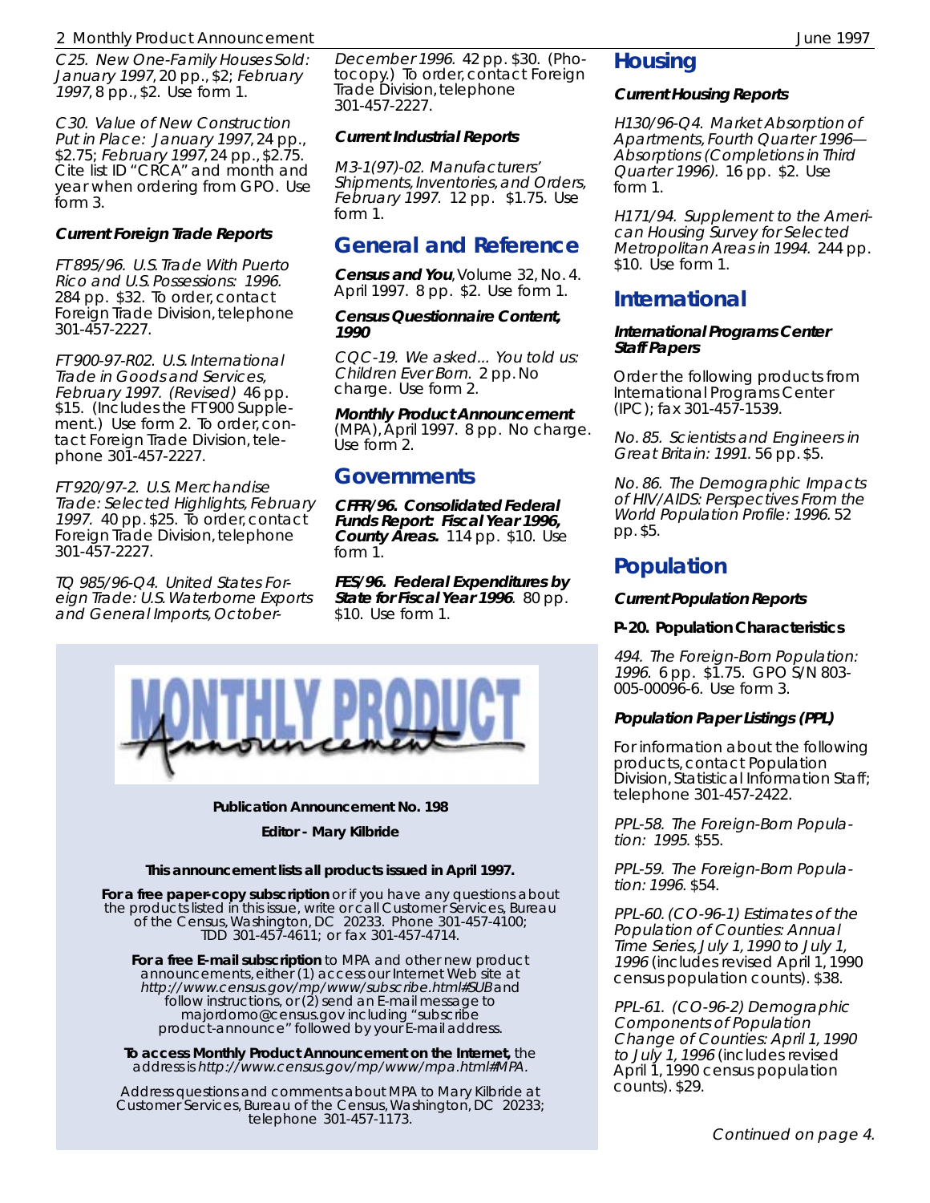C25. *New One-Family Houses Sold: January 1997*, 20 pp., $2; *February 1997*, 8 pp., $2. Use form 1.

C30. *Value of New Construction Put in Place: January 1997*, 24 pp., $2.75; *February 1997*, 24 pp., $2.75. Cite list ID "CRCA" and month and year when ordering from GPO. Use form 3.

**Current Foreign Trade Reports**

FT 895/96. *U.S. Trade With Puerto Rico and U.S. Possessions: 1996.* 284 pp. $32. To order, contact Foreign Trade Division, telephone 301-457-2227.

FT 900-97-R02. *U.S. International Trade in Goods and Services, February 1997. (Revised)* 46 pp. $15. (Includes the FT 900 Supplement.) Use form 2. To order, contact Foreign Trade Division, telephone 301-457-2227.

FT 920/97-2. *U.S. Merchandise Trade: Selected Highlights, February 1997.* 40 pp. $25. To order, contact Foreign Trade Division, telephone 301-457-2227.

TQ 985/96-Q4. *United States Foreign Trade: U.S. Waterborne Exports and General Imports, October-December 1996.* 42 pp. $30. (Photocopy.) To order, contact Foreign Trade Division, telephone 301-457-2227.

**Current Industrial Reports**

M3-1(97)-02. *Manufacturers' Shipments, Inventories, and Orders, February 1997.* 12 pp. $1.75. Use form 1.

## General and Reference

**Census and You**, Volume 32, No. 4. April 1997. 8 pp. $2. Use form 1.

**Census Questionnaire Content, 1990**

CQC-19. *We asked... You told us: Children Ever Born.* 2 pp. No charge. Use form 2.

**Monthly Product Announcement** (MPA), April 1997. 8 pp. No charge. Use form 2.

## Governments

**CFFR/96. Consolidated Federal Funds Report: Fiscal Year 1996, County Areas.** 114 pp. $10. Use form 1.

**FES/96. Federal Expenditures by State for Fiscal Year 1996**. 80 pp. $10. Use form 1.

MONTHLY PRODUCT Announcement

**Publication Announcement No. 198**

**Editor - Mary Kilbride**

**This announcement lists all products issued in April 1997.**

**For a free paper-copy subscription** or if you have any questions about the products listed in this issue, write or call Customer Services, Bureau of the Census, Washington, DC 20233. Phone 301-457-4100; TDD 301-457-4611; or fax 301-457-4714.

**For a free E-mail subscription** to MPA and other new product announcements, either (1) access our Internet Web site at *http://www.census.gov/mp/www/subscribe.html#SUB* and follow instructions, or (2) send an E-mail message to majordomo@census.gov including "subscribe product-announce" followed by your E-mail address.

**To access Monthly Product Announcement on the Internet,** the address is *http://www.census.gov/mp/www/mpa.html#MPA.*

Address questions and comments about MPA to Mary Kilbride at Customer Services, Bureau of the Census, Washington, DC 20233; telephone 301-457-1173.

## Housing

**Current Housing Reports**

H130/96-Q4. *Market Absorption of Apartments, Fourth Quarter 1996—Absorptions (Completions in Third Quarter 1996).* 16 pp. $2. Use form 1.

H171/94. *Supplement to the American Housing Survey for Selected Metropolitan Areas in 1994.* 244 pp. $10. Use form 1.

## International

**International Programs Center Staff Papers**

Order the following products from International Programs Center (IPC); fax 301-457-1539.

No. 85. *Scientists and Engineers in Great Britain: 1991.* 56 pp. $5.

No. 86. *The Demographic Impacts of HIV/AIDS: Perspectives From the World Population Profile: 1996.* 52 pp. $5.

## Population

**Current Population Reports**

**P-20. Population Characteristics**

494. *The Foreign-Born Population: 1996.* 6 pp. $1.75. GPO S/N 803-005-00096-6. Use form 3.

**Population Paper Listings (PPL)**

For information about the following products, contact Population Division, Statistical Information Staff; telephone 301-457-2422.

PPL-58. *The Foreign-Born Population: 1995.* $55.

PPL-59. *The Foreign-Born Population: 1996.* $54.

PPL-60. *(CO-96-1) Estimates of the Population of Counties: Annual Time Series, July 1, 1990 to July 1, 1996* (includes revised April 1, 1990 census population counts). $38.

PPL-61. *(CO-96-2) Demographic Components of Population Change of Counties: April 1, 1990 to July 1, 1996* (includes revised April 1, 1990 census population counts). $29.

*Continued on page 4.*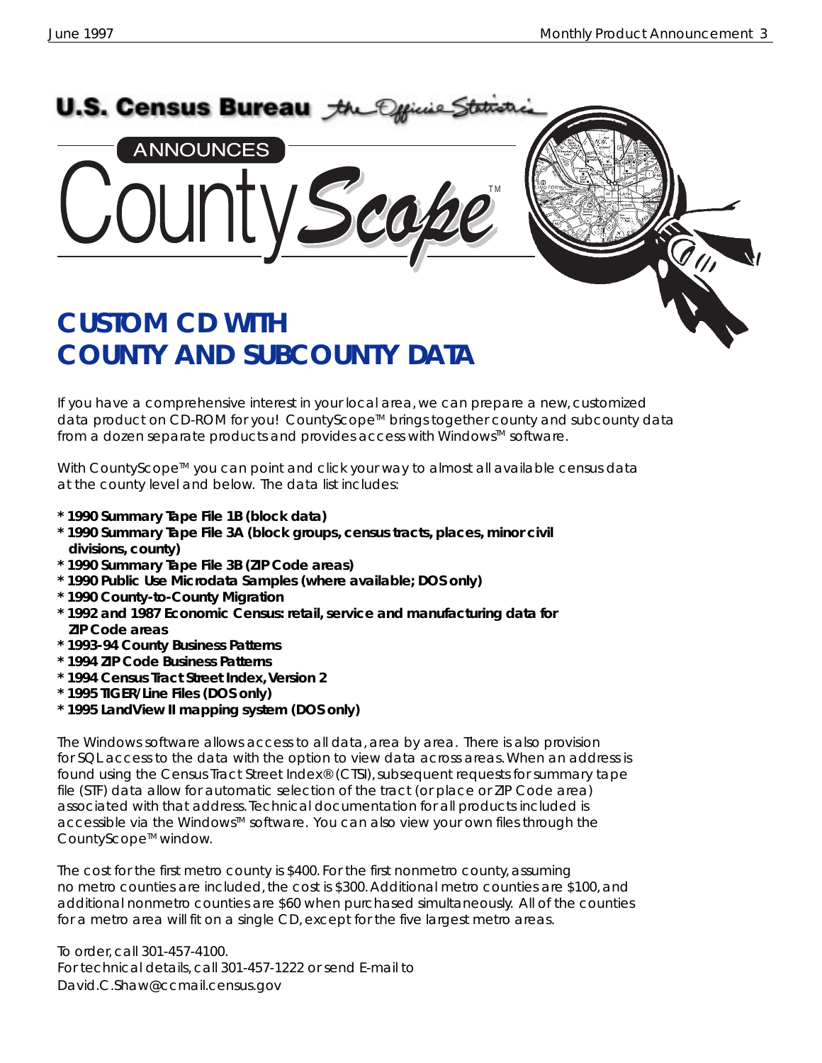**U.S. Census Bureau** *the Official Statistics*

ANNOUNCES

# CountyScope™

## CUSTOM CD WITH COUNTY AND SUBCOUNTY DATA

If you have a comprehensive interest in your local area, we can prepare a new, customized data product on CD-ROM for you! CountyScope™ brings together county and subcounty data from a dozen separate products and provides access with Windows™ software.

With CountyScope™ you can point and click your way to almost all available census data at the county level and below. The data list includes:

- **1990 Summary Tape File 1B (block data)**
- **1990 Summary Tape File 3A (block groups, census tracts, places, minor civil divisions, county)**
- **1990 Summary Tape File 3B (ZIP Code areas)**
- **1990 Public Use Microdata Samples (where available; DOS only)**
- **1990 County-to-County Migration**
- **1992 and 1987 Economic Census: retail, service and manufacturing data for ZIP Code areas**
- **1993-94 County Business Patterns**
- **1994 ZIP Code Business Patterns**
- **1994 Census Tract Street Index, Version 2**
- **1995 TIGER/Line Files (DOS only)**
- **1995 LandView II mapping system (DOS only)**

The Windows software allows access to all data, area by area. There is also provision for SQL access to the data with the option to view data across areas. When an address is found using the Census Tract Street Index® (CTSI), subsequent requests for summary tape file (STF) data allow for automatic selection of the tract (or place or ZIP Code area) associated with that address. Technical documentation for all products included is accessible via the Windows™ software. You can also view your own files through the CountyScope™ window.

The cost for the first metro county is $400. For the first nonmetro county, assuming no metro counties are included, the cost is $300. Additional metro counties are $100, and additional nonmetro counties are $60 when purchased simultaneously. All of the counties for a metro area will fit on a single CD, except for the five largest metro areas.

To order, call 301-457-4100.
For technical details, call 301-457-1222 or send E-mail to David.C.Shaw@ccmail.census.gov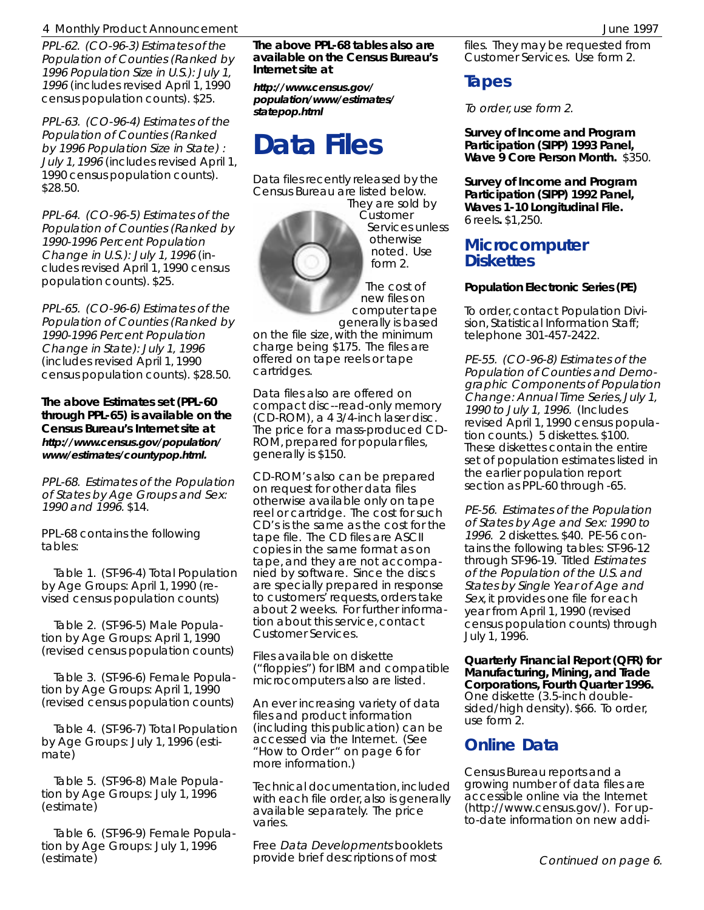*PPL-62. (CO-96-3) Estimates of the Population of Counties (Ranked by 1996 Population Size in U.S.): July 1, 1996* (includes revised April 1, 1990 census population counts). $25.

*PPL-63. (CO-96-4) Estimates of the Population of Counties (Ranked by 1996 Population Size in State) : July 1, 1996* (includes revised April 1, 1990 census population counts). $28.50.

*PPL-64. (CO-96-5) Estimates of the Population of Counties (Ranked by 1990-1996 Percent Population Change in U.S.): July 1, 1996* (includes revised April 1, 1990 census population counts). $25.

*PPL-65. (CO-96-6) Estimates of the Population of Counties (Ranked by 1990-1996 Percent Population Change in State): July 1, 1996* (includes revised April 1, 1990 census population counts). $28.50.

**The above Estimates set (PPL-60 through PPL-65) is available on the Census Bureau's Internet site at http://www.census.gov/population/www/estimates/countypop.html.**

*PPL-68. Estimates of the Population of States by Age Groups and Sex: 1990 and 1996.* $14.

PPL-68 contains the following tables:

Table 1. (ST-96-4) Total Population by Age Groups: April 1, 1990 (revised census population counts)

Table 2. (ST-96-5) Male Population by Age Groups: April 1, 1990 (revised census population counts)

Table 3. (ST-96-6) Female Population by Age Groups: April 1, 1990 (revised census population counts)

Table 4. (ST-96-7) Total Population by Age Groups: July 1, 1996 (estimate)

Table 5. (ST-96-8) Male Population by Age Groups: July 1, 1996 (estimate)

Table 6. (ST-96-9) Female Population by Age Groups: July 1, 1996 (estimate)

**The above PPL-68 tables also are available on the Census Bureau's Internet site at**

**http://www.census.gov/population/www/estimates/statepop.html**

# Data Files

Data files recently released by the Census Bureau are listed below. They are sold by Customer Services unless otherwise noted. Use form 2.

The cost of new files on computer tape generally is based on the file size, with the minimum charge being $175. The files are offered on tape reels or tape cartridges.

Data files also are offered on compact disc--read-only memory (CD-ROM), a 4 3/4-inch laser disc. The price for a mass-produced CD-ROM, prepared for popular files, generally is $150.

CD-ROM's also can be prepared on request for other data files otherwise available only on tape reel or cartridge. The cost for such CD's is the same as the cost for the tape file. The CD files are ASCII copies in the same format as on tape, and they are not accompanied by software. Since the discs are specially prepared in response to customers' requests, orders take about 2 weeks. For further information about this service, contact Customer Services.

Files available on diskette ("floppies") for IBM and compatible microcomputers also are listed.

An ever increasing variety of data files and product information (including this publication) can be accessed via the Internet. (See "How to Order" on page 6 for more information.)

Technical documentation, included with each file order, also is generally available separately. The price varies.

Free *Data Developments* booklets provide brief descriptions of most files. They may be requested from Customer Services. Use form 2.

## Tapes

*To order, use form 2.*

**Survey of Income and Program Participation (SIPP) 1993 Panel, Wave 9 Core Person Month.** $350.

**Survey of Income and Program Participation (SIPP) 1992 Panel, Waves 1-10 Longitudinal File.** 6 reels**.** $1,250.

## Microcomputer Diskettes

**Population Electronic Series (PE)**

To order, contact Population Division, Statistical Information Staff; telephone 301-457-2422.

*PE-55. (CO-96-8) Estimates of the Population of Counties and Demographic Components of Population Change: Annual Time Series, July 1, 1990 to July 1, 1996.* (Includes revised April 1, 1990 census population counts.) 5 diskettes. $100. These diskettes contain the entire set of population estimates listed in the earlier population report section as PPL-60 through -65.

*PE-56. Estimates of the Population of States by Age and Sex: 1990 to 1996.* 2 diskettes. $40. PE-56 contains the following tables: ST-96-12 through ST-96-19. Titled *Estimates of the Population of the U.S. and States by Single Year of Age and Sex*, it provides one file for each year from April 1, 1990 (revised census population counts) through July 1, 1996.

**Quarterly Financial Report (QFR) for Manufacturing, Mining, and Trade Corporations, Fourth Quarter 1996.** One diskette (3.5-inch double-sided/high density). $66. To order, use form 2.

## Online Data

Census Bureau reports and a growing number of data files are accessible online via the Internet (http://www.census.gov/). For up-to-date information on new addi-

*Continued on page 6.*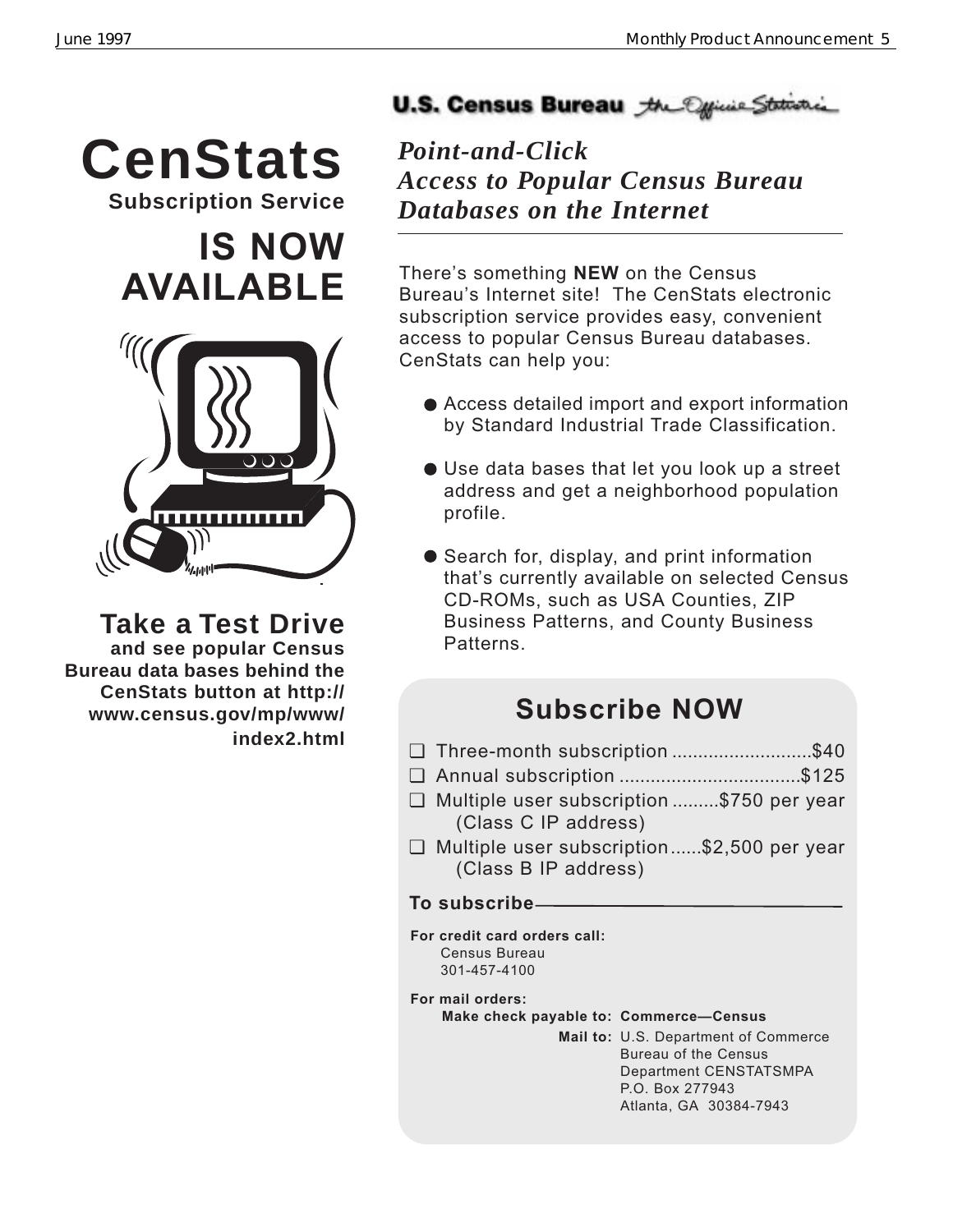# CenStats

**Subscription Service**

## IS NOW AVAILABLE

### Take a Test Drive

**and see popular Census Bureau data bases behind the CenStats button at http://www.census.gov/mp/www/index2.html**

**U.S. Census Bureau** *the Official Statistics*

## *Point-and-Click Access to Popular Census Bureau Databases on the Internet*

There's something **NEW** on the Census Bureau's Internet site! The CenStats electronic subscription service provides easy, convenient access to popular Census Bureau databases. CenStats can help you:

- Access detailed import and export information by Standard Industrial Trade Classification.
- Use data bases that let you look up a street address and get a neighborhood population profile.
- Search for, display, and print information that's currently available on selected Census CD-ROMs, such as USA Counties, ZIP Business Patterns, and County Business Patterns.

## Subscribe NOW

- ❑ Three-month subscription ..........................$40
- ❑ Annual subscription ..................................$125
- ❑ Multiple user subscription .........$750 per year (Class C IP address)
- ❑ Multiple user subscription......$2,500 per year (Class B IP address)

**To subscribe**

**For credit card orders call:**
Census Bureau
301-457-4100

**For mail orders:**
**Make check payable to: Commerce—Census**
**Mail to:** U.S. Department of Commerce
Bureau of the Census
Department CENSTATSMPA
P.O. Box 277943
Atlanta, GA 30384-7943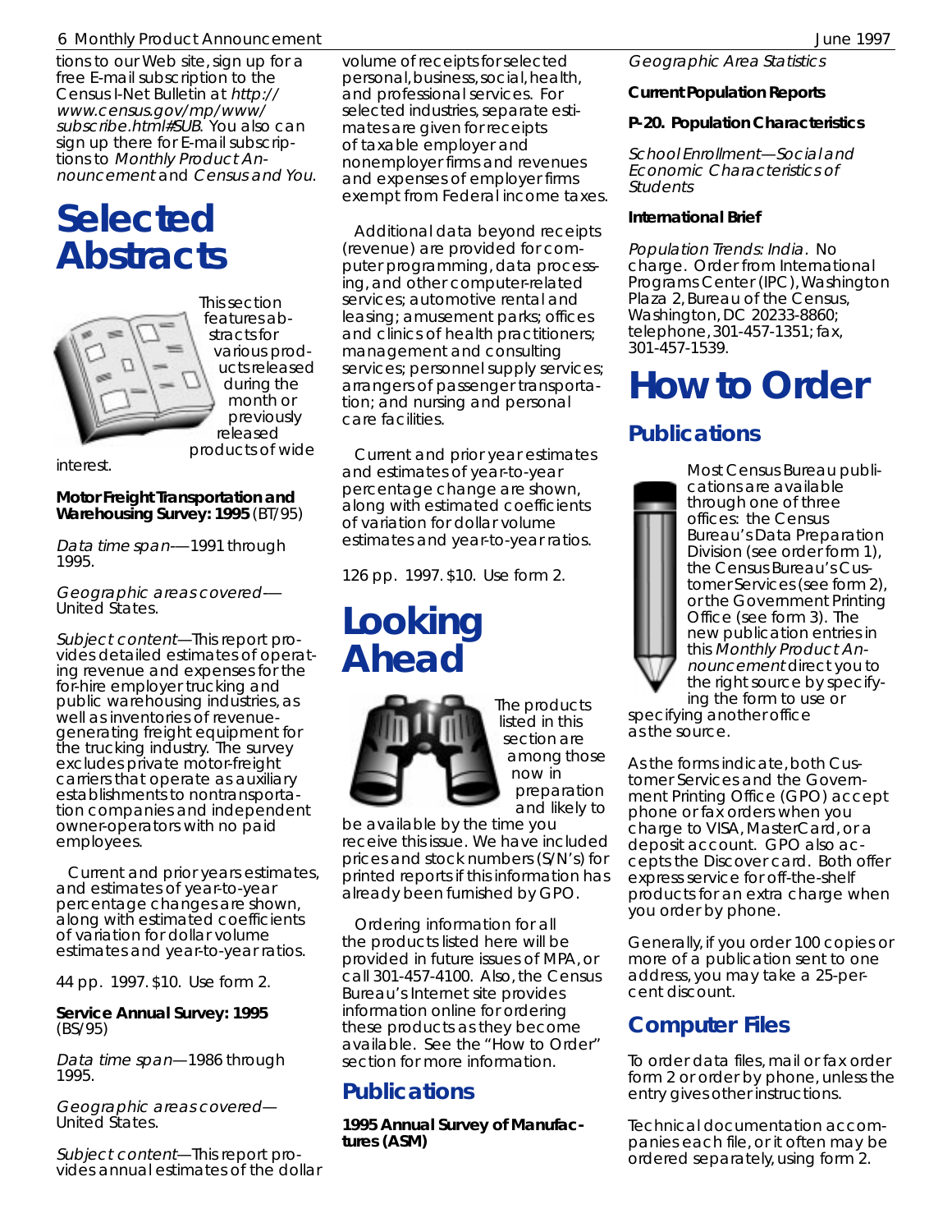tions to our Web site, sign up for a free E-mail subscription to the Census I-Net Bulletin at *http://www.census.gov/mp/www/subscribe.html#SUB*. You also can sign up there for E-mail subscriptions to *Monthly Product Announcement* and *Census and You*.

# Selected Abstracts

This section features abstracts for various products released during the month or previously released products of wide interest.

**Motor Freight Transportation and Warehousing Survey: 1995** (BT/95)

*Data time span*—1991 through 1995.

*Geographic areas covered*—United States.

*Subject content*—This report provides detailed estimates of operating revenue and expenses for the for-hire employer trucking and public warehousing industries, as well as inventories of revenue-generating freight equipment for the trucking industry. The survey excludes private motor-freight carriers that operate as auxiliary establishments to nontransportation companies and independent owner-operators with no paid employees.

Current and prior years estimates, and estimates of year-to-year percentage changes are shown, along with estimated coefficients of variation for dollar volume estimates and year-to-year ratios.

44 pp. 1997. $10. Use form 2.

**Service Annual Survey: 1995** (BS/95)

*Data time span*—1986 through 1995.

*Geographic areas covered*—United States.

*Subject content*—This report provides annual estimates of the dollar volume of receipts for selected personal, business, social, health, and professional services. For selected industries, separate estimates are given for receipts of taxable employer and nonemployer firms and revenues and expenses of employer firms exempt from Federal income taxes.

Additional data beyond receipts (revenue) are provided for computer programming, data processing, and other computer-related services; automotive rental and leasing; amusement parks; offices and clinics of health practitioners; management and consulting services; personnel supply services; arrangers of passenger transportation; and nursing and personal care facilities.

Current and prior year estimates and estimates of year-to-year percentage change are shown, along with estimated coefficients of variation for dollar volume estimates and year-to-year ratios.

126 pp. 1997. $10. Use form 2.

# Looking Ahead

The products listed in this section are among those now in preparation and likely to be available by the time you receive this issue. We have included prices and stock numbers (S/N's) for printed reports if this information has already been furnished by GPO.

Ordering information for all the products listed here will be provided in future issues of MPA, or call 301-457-4100. Also, the Census Bureau's Internet site provides information online for ordering these products as they become available. See the "How to Order" section for more information.

## Publications

**1995 Annual Survey of Manufactures (ASM)**

*Geographic Area Statistics*

**Current Population Reports**

**P-20. Population Characteristics**

*School Enrollment—Social and Economic Characteristics of Students*

**International Brief**

*Population Trends: India*. No charge. Order from International Programs Center (IPC), Washington Plaza 2, Bureau of the Census, Washington, DC 20233-8860; telephone, 301-457-1351; fax, 301-457-1539.

# How to Order

## Publications

Most Census Bureau publications are available through one of three offices: the Census Bureau's Data Preparation Division (see order form 1), the Census Bureau's Customer Services (see form 2), or the Government Printing Office (see form 3). The new publication entries in this *Monthly Product Announcement* direct you to the right source by specifying the form to use or specifying another office as the source.

As the forms indicate, both Customer Services and the Government Printing Office (GPO) accept phone or fax orders when you charge to VISA, MasterCard, or a deposit account. GPO also accepts the Discover card. Both offer express service for off-the-shelf products for an extra charge when you order by phone.

Generally, if you order 100 copies or more of a publication sent to one address, you may take a 25-percent discount.

## Computer Files

To order data files, mail or fax order form 2 or order by phone, unless the entry gives other instructions.

Technical documentation accompanies each file, or it often may be ordered separately, using form 2.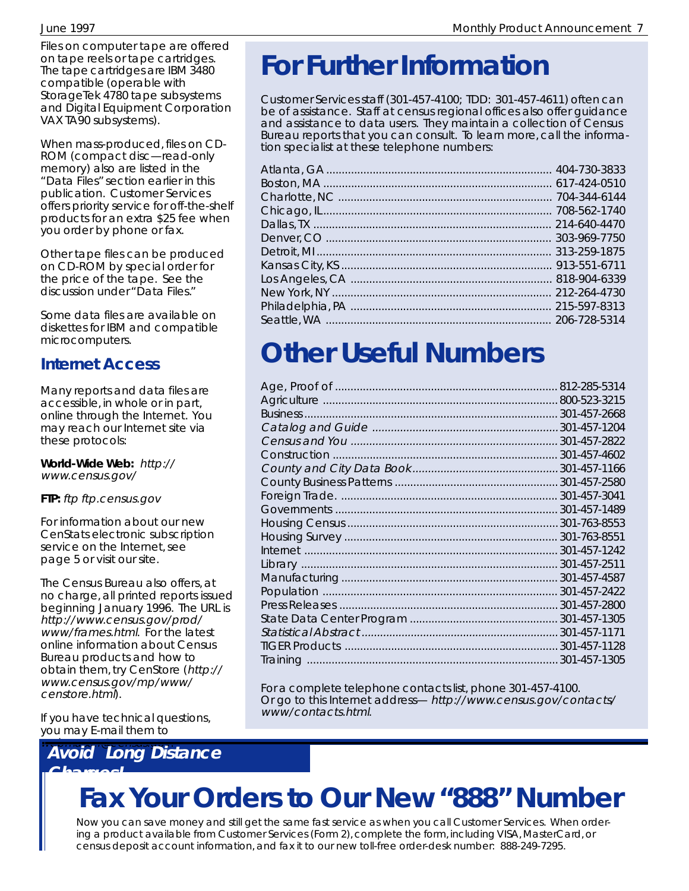Files on computer tape are offered on tape reels or tape cartridges. The tape cartridges are IBM 3480 compatible (operable with StorageTek 4780 tape subsystems and Digital Equipment Corporation VAX TA90 subsystems).

When mass-produced, files on CD-ROM (compact disc—read-only memory) also are listed in the "Data Files" section earlier in this publication. Customer Services offers priority service for off-the-shelf products for an extra $25 fee when you order by phone or fax.

Other tape files can be produced on CD-ROM by special order for the price of the tape. See the discussion under "Data Files."

Some data files are available on diskettes for IBM and compatible microcomputers.

## Internet Access

Many reports and data files are accessible, in whole or in part, online through the Internet. You may reach our Internet site via these protocols:

**World-Wide Web:** *http://www.census.gov/*

**FTP:** *ftp ftp.census.gov*

For information about our new CenStats electronic subscription service on the Internet, see page 5 or visit our site.

The Census Bureau also offers, at no charge, all printed reports issued beginning January 1996. The URL is *http://www.census.gov/prod/www/frames.html*. For the latest online information about Census Bureau products and how to obtain them, try CenStore (*http://www.census.gov/mp/www/censtore.html*).

If you have technical questions, you may E-mail them to

# For Further Information

Customer Services staff (301-457-4100; TDD: 301-457-4611) often can be of assistance. Staff at census regional offices also offer guidance and assistance to data users. They maintain a collection of Census Bureau reports that you can consult. To learn more, call the information specialist at these telephone numbers:

| | |
|---|---|
| Atlanta, GA | 404-730-3833 |
| Boston, MA | 617-424-0510 |
| Charlotte, NC | 704-344-6144 |
| Chicago, IL | 708-562-1740 |
| Dallas, TX | 214-640-4470 |
| Denver, CO | 303-969-7750 |
| Detroit, MI | 313-259-1875 |
| Kansas City, KS | 913-551-6711 |
| Los Angeles, CA | 818-904-6339 |
| New York, NY | 212-264-4730 |
| Philadelphia, PA | 215-597-8313 |
| Seattle, WA | 206-728-5314 |

# Other Useful Numbers

| | |
|---|---|
| Age, Proof of | 812-285-5314 |
| Agriculture | 800-523-3215 |
| Business | 301-457-2668 |
| *Catalog and Guide* | 301-457-1204 |
| *Census and You* | 301-457-2822 |
| Construction | 301-457-4602 |
| *County and City Data Book* | 301-457-1166 |
| County Business Patterns | 301-457-2580 |
| Foreign Trade. | 301-457-3041 |
| Governments | 301-457-1489 |
| Housing Census | 301-763-8553 |
| Housing Survey | 301-763-8551 |
| Internet | 301-457-1242 |
| Library | 301-457-2511 |
| Manufacturing | 301-457-4587 |
| Population | 301-457-2422 |
| Press Releases | 301-457-2800 |
| State Data Center Program | 301-457-1305 |
| *Statistical Abstract* | 301-457-1171 |
| TIGER Products | 301-457-1128 |
| Training | 301-457-1305 |

For a complete telephone contacts list, phone 301-457-4100. Or go to this Internet address— *http://www.census.gov/contacts/www/contacts.html*.

**Avoid Long Distance Charges!**

# Fax Your Orders to Our New "888" Number

Now you can save money and still get the same fast service as when you call Customer Services. When ordering a product available from Customer Services (Form 2), complete the form, including VISA, MasterCard, or census deposit account information, and fax it to our new toll-free order-desk number: 888-249-7295.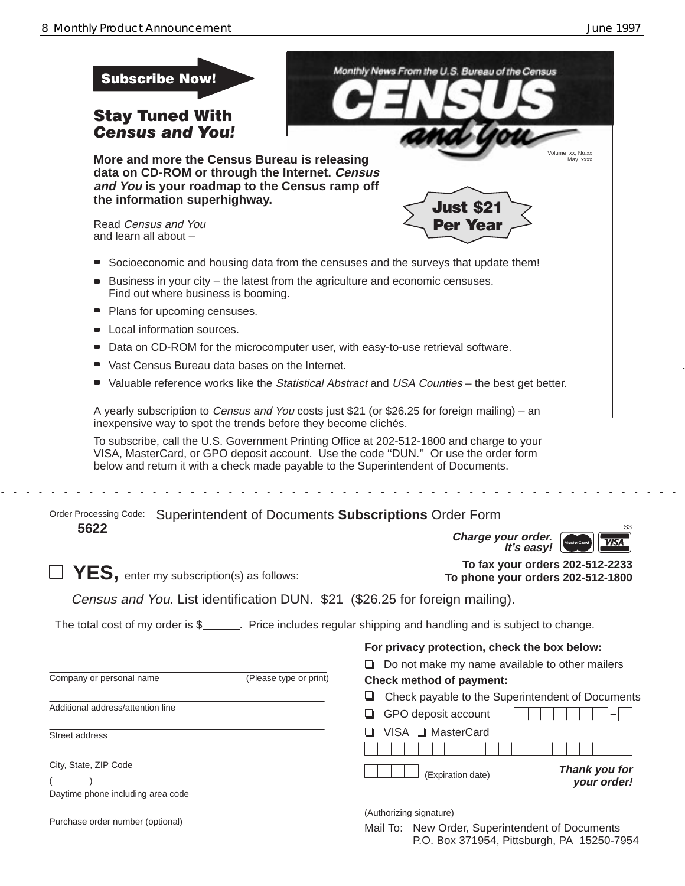**Subscribe Now!**

## Stay Tuned With *Census and You!*

Monthly News From the U.S. Bureau of the Census

**CENSUS and You**

Volume xx, No.xx
May xxxx

**More and more the Census Bureau is releasing data on CD-ROM or through the Internet. *Census and You* is your roadmap to the Census ramp off the information superhighway.**

**Just $21 Per Year**

Read *Census and You* and learn all about –

- Socioeconomic and housing data from the censuses and the surveys that update them!
- Business in your city – the latest from the agriculture and economic censuses. Find out where business is booming.
- Plans for upcoming censuses.
- Local information sources.
- Data on CD-ROM for the microcomputer user, with easy-to-use retrieval software.
- Vast Census Bureau data bases on the Internet.
- Valuable reference works like the *Statistical Abstract* and *USA Counties* – the best get better.

A yearly subscription to *Census and You* costs just $21 (or $26.25 for foreign mailing) – an inexpensive way to spot the trends before they become clichés.

To subscribe, call the U.S. Government Printing Office at 202-512-1800 and charge to your VISA, MasterCard, or GPO deposit account. Use the code ''DUN.'' Or use the order form below and return it with a check made payable to the Superintendent of Documents.

---

Order Processing Code: **5622**

Superintendent of Documents **Subscriptions** Order Form

S3

***Charge your order. It's easy!*** MasterCard VISA

**To fax your orders 202-512-2233**
**To phone your orders 202-512-1800**

☐ **YES,** enter my subscription(s) as follows:

*Census and You.* List identification DUN. $21 ($26.25 for foreign mailing).

The total cost of my order is $______. Price includes regular shipping and handling and is subject to change.

Company or personal name (Please type or print)

Additional address/attention line

Street address

City, State, ZIP Code

( )
Daytime phone including area code

Purchase order number (optional)

**For privacy protection, check the box below:**

☐ Do not make my name available to other mailers

**Check method of payment:**

☐ Check payable to the Superintendent of Documents

☐ GPO deposit account

☐ VISA ☐ MasterCard

(Expiration date)

***Thank you for your order!***

(Authorizing signature)

Mail To: New Order, Superintendent of Documents
P.O. Box 371954, Pittsburgh, PA 15250-7954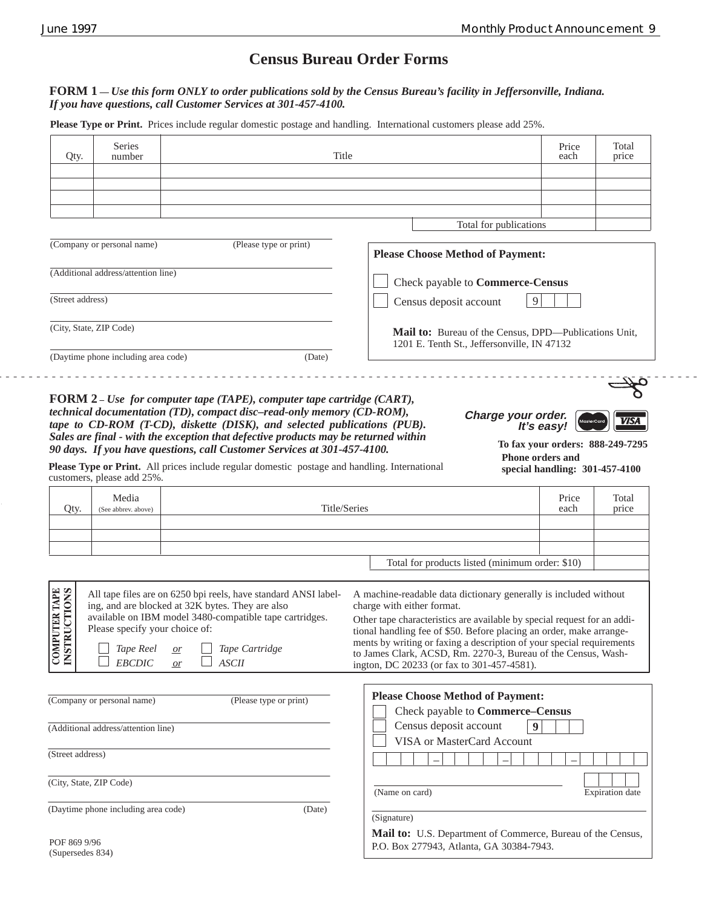# Census Bureau Order Forms

**FORM 1** — ***Use this form ONLY to order publications sold by the Census Bureau's facility in Jeffersonville, Indiana. If you have questions, call Customer Services at 301-457-4100.***

**Please Type or Print.** Prices include regular domestic postage and handling. International customers please add 25%.

| Qty. | Series number | Title | Price each | Total price |
|---|---|---|---|---|
| | | | | |
| | | | | |
| | | | | |
| | | | | |
| | | Total for publications | | |

(Company or personal name) (Please type or print)

(Additional address/attention line)

(Street address)

(City, State, ZIP Code)

(Daytime phone including area code) (Date)

**Please Choose Method of Payment:**

- ☐ Check payable to **Commerce-Census**
- ☐ Census deposit account 9

**Mail to:** Bureau of the Census, DPD—Publications Unit, 1201 E. Tenth St., Jeffersonville, IN 47132

---

**FORM 2** – ***Use for computer tape (TAPE), computer tape cartridge (CART), technical documentation (TD), compact disc–read-only memory (CD-ROM), tape to CD-ROM (T-CD), diskette (DISK), and selected publications (PUB). Sales are final - with the exception that defective products may be returned within 90 days. If you have questions, call Customer Services at 301-457-4100.***

**Please Type or Print.** All prices include regular domestic postage and handling. International customers, please add 25%.

***Charge your order. It's easy!*** MasterCard VISA

**To fax your orders: 888-249-7295**
**Phone orders and special handling: 301-457-4100**

| Qty. | Media (See abbrev. above) | Title/Series | Price each | Total price |
|---|---|---|---|---|
| | | | | |
| | | | | |
| | | | | |
| | | Total for products listed (minimum order: $10) | | |

**COMPUTER TAPE INSTRUCTIONS**

All tape files are on 6250 bpi reels, have standard ANSI labeling, and are blocked at 32K bytes. They are also available on IBM model 3480-compatible tape cartridges. Please specify your choice of:

- ☐ *Tape Reel* *or* ☐ *Tape Cartridge*
- ☐ *EBCDIC* *or* ☐ *ASCII*

A machine-readable data dictionary generally is included without charge with either format.

Other tape characteristics are available by special request for an additional handling fee of $50. Before placing an order, make arrangements by writing or faxing a description of your special requirements to James Clark, ACSD, Rm. 2270-3, Bureau of the Census, Washington, DC 20233 (or fax to 301-457-4581).

(Company or personal name) (Please type or print)

(Additional address/attention line)

(Street address)

(City, State, ZIP Code)

(Daytime phone including area code) (Date)

**Please Choose Method of Payment:**

- ☐ Check payable to **Commerce–Census**
- ☐ Census deposit account **9**
- ☐ VISA or MasterCard Account

(Name on card) Expiration date

(Signature)

**Mail to:** U.S. Department of Commerce, Bureau of the Census, P.O. Box 277943, Atlanta, GA 30384-7943.

POF 869 9/96
(Supersedes 834)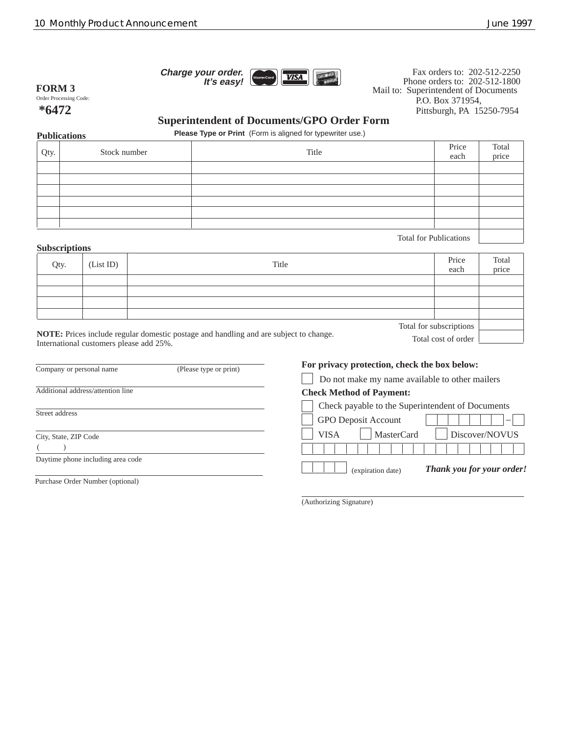**Charge your order.**
**It's easy!**

Fax orders to: 202-512-2250
Phone orders to: 202-512-1800
Mail to: Superintendent of Documents
P.O. Box 371954,
Pittsburgh, PA 15250-7954

**FORM 3**

Order Processing Code:

**\*6472**

## Superintendent of Documents/GPO Order Form

**Please Type or Print** (Form is aligned for typewriter use.)

**Publications**

| Qty. | Stock number | Title | Price each | Total price |
|---|---|---|---|---|
| | | | | |
| | | | | |
| | | | | |
| | | | | |
| | | | | |
| | | | | |
| | | Total for Publications | | |

**Subscriptions**

| Qty. | (List ID) | Title | Price each | Total price |
|---|---|---|---|---|
| | | | | |
| | | | | |
| | | | | |
| | | | | |
| | | Total for subscriptions | | |
| | | Total cost of order | | |

**NOTE:** Prices include regular domestic postage and handling and are subject to change.
International customers please add 25%.

Company or personal name (Please type or print)

Additional address/attention line

Street address

City, State, ZIP Code

( )

Daytime phone including area code

Purchase Order Number (optional)

**For privacy protection, check the box below:**

☐ Do not make my name available to other mailers

**Check Method of Payment:**

☐ Check payable to the Superintendent of Documents

☐ GPO Deposit Account ☐☐☐☐☐☐☐ – ☐

☐ VISA ☐ MasterCard ☐ Discover/NOVUS

☐☐☐☐☐☐☐☐☐☐☐☐☐☐☐☐☐☐☐☐

☐☐☐☐ (expiration date)

***Thank you for your order!***

(Authorizing Signature)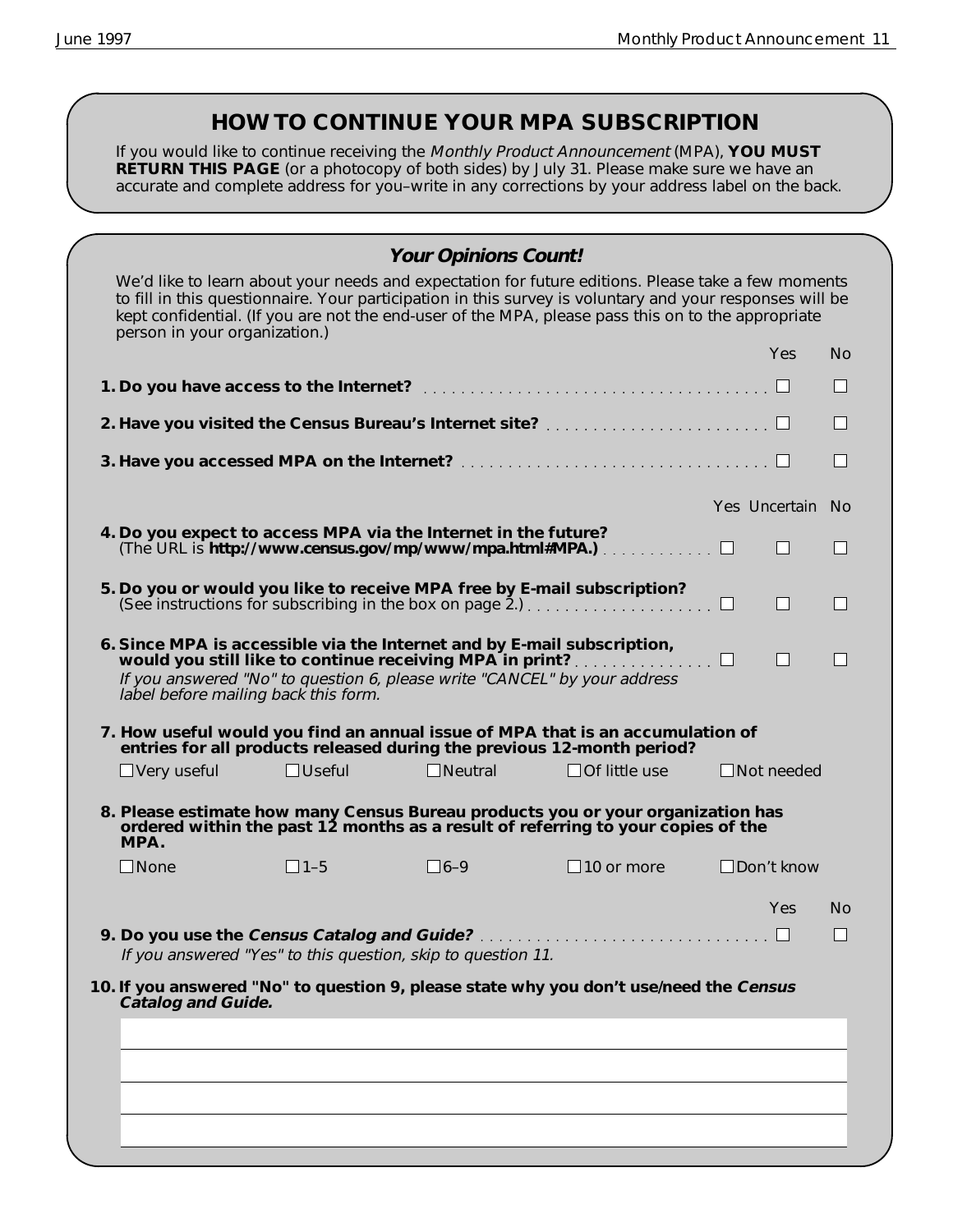## HOW TO CONTINUE YOUR MPA SUBSCRIPTION

If you would like to continue receiving the *Monthly Product Announcement* (MPA), **YOU MUST RETURN THIS PAGE** (or a photocopy of both sides) by July 31. Please make sure we have an accurate and complete address for you–write in any corrections by your address label on the back.

### *Your Opinions Count!*

We'd like to learn about your needs and expectation for future editions. Please take a few moments to fill in this questionnaire. Your participation in this survey is voluntary and your responses will be kept confidential. (If you are not the end-user of the MPA, please pass this on to the appropriate person in your organization.)

| | Yes | No |
|---|---|---|
| **1. Do you have access to the Internet?** | ☐ | ☐ |
| **2. Have you visited the Census Bureau's Internet site?** | ☐ | ☐ |
| **3. Have you accessed MPA on the Internet?** | ☐ | ☐ |

| | Yes | Uncertain | No |
|---|---|---|---|
| **4. Do you expect to access MPA via the Internet in the future?** (The URL is **http://www.census.gov/mp/www/mpa.html#MPA.**) | ☐ | ☐ | ☐ |
| **5. Do you or would you like to receive MPA free by E-mail subscription?** (See instructions for subscribing in the box on page 2.) | ☐ | ☐ | ☐ |
| **6. Since MPA is accessible via the Internet and by E-mail subscription, would you still like to continue receiving MPA in print?** | ☐ | ☐ | ☐ |

*If you answered "No" to question 6, please write "CANCEL" by your address label before mailing back this form.*

**7. How useful would you find an annual issue of MPA that is an accumulation of entries for all products released during the previous 12-month period?**

☐ Very useful ☐ Useful ☐ Neutral ☐ Of little use ☐ Not needed

**8. Please estimate how many Census Bureau products you or your organization has ordered within the past 12 months as a result of referring to your copies of the MPA.**

☐ None ☐ 1–5 ☐ 6–9 ☐ 10 or more ☐ Don't know

| | Yes | No |
|---|---|---|
| **9. Do you use the *Census Catalog and Guide?*** | ☐ | ☐ |

*If you answered "Yes" to this question, skip to question 11.*

**10. If you answered "No" to question 9, please state why you don't use/need the *Census Catalog and Guide.***

\_\_\_\_\_\_\_\_\_\_\_\_\_\_\_\_\_\_\_\_\_\_\_\_\_\_\_\_\_\_\_\_\_\_\_\_\_\_\_\_\_\_\_\_

\_\_\_\_\_\_\_\_\_\_\_\_\_\_\_\_\_\_\_\_\_\_\_\_\_\_\_\_\_\_\_\_\_\_\_\_\_\_\_\_\_\_\_\_

\_\_\_\_\_\_\_\_\_\_\_\_\_\_\_\_\_\_\_\_\_\_\_\_\_\_\_\_\_\_\_\_\_\_\_\_\_\_\_\_\_\_\_\_

\_\_\_\_\_\_\_\_\_\_\_\_\_\_\_\_\_\_\_\_\_\_\_\_\_\_\_\_\_\_\_\_\_\_\_\_\_\_\_\_\_\_\_\_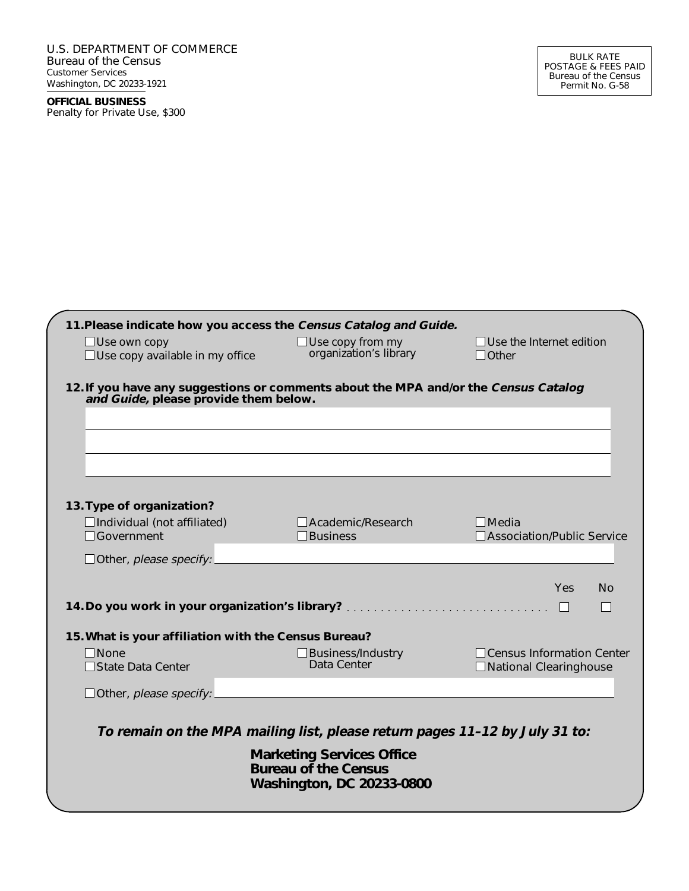U.S. DEPARTMENT OF COMMERCE
Bureau of the Census
Customer Services
Washington, DC 20233-1921

**OFFICIAL BUSINESS**
Penalty for Private Use, $300

BULK RATE
POSTAGE & FEES PAID
Bureau of the Census
Permit No. G-58

**11. Please indicate how you access the *Census Catalog and Guide.***

- ☐ Use own copy
- ☐ Use copy available in my office
- ☐ Use copy from my organization's library
- ☐ Use the Internet edition
- ☐ Other

**12. If you have any suggestions or comments about the MPA and/or the *Census Catalog and Guide,* please provide them below.**

\_\_\_\_\_\_\_\_\_\_\_\_\_\_\_\_\_\_\_\_\_\_\_\_\_\_\_\_\_\_\_\_\_\_\_\_\_\_\_\_

\_\_\_\_\_\_\_\_\_\_\_\_\_\_\_\_\_\_\_\_\_\_\_\_\_\_\_\_\_\_\_\_\_\_\_\_\_\_\_\_

\_\_\_\_\_\_\_\_\_\_\_\_\_\_\_\_\_\_\_\_\_\_\_\_\_\_\_\_\_\_\_\_\_\_\_\_\_\_\_\_

**13. Type of organization?**

- ☐ Individual (not affiliated)
- ☐ Government
- ☐ Academic/Research
- ☐ Business
- ☐ Media
- ☐ Association/Public Service
- ☐ Other, *please specify:* \_\_\_\_\_\_\_\_\_\_\_\_\_\_\_\_\_\_\_\_

**14. Do you work in your organization's library?** . . . . . . . . . . . . . . . . . . . . . . . . . . . . . Yes ☐ No ☐

**15. What is your affiliation with the Census Bureau?**

- ☐ None
- ☐ State Data Center
- ☐ Business/Industry Data Center
- ☐ Census Information Center
- ☐ National Clearinghouse
- ☐ Other, *please specify:* \_\_\_\_\_\_\_\_\_\_\_\_\_\_\_\_\_\_\_\_

***To remain on the MPA mailing list, please return pages 11–12 by July 31 to:***

**Marketing Services Office**
**Bureau of the Census**
**Washington, DC 20233-0800**